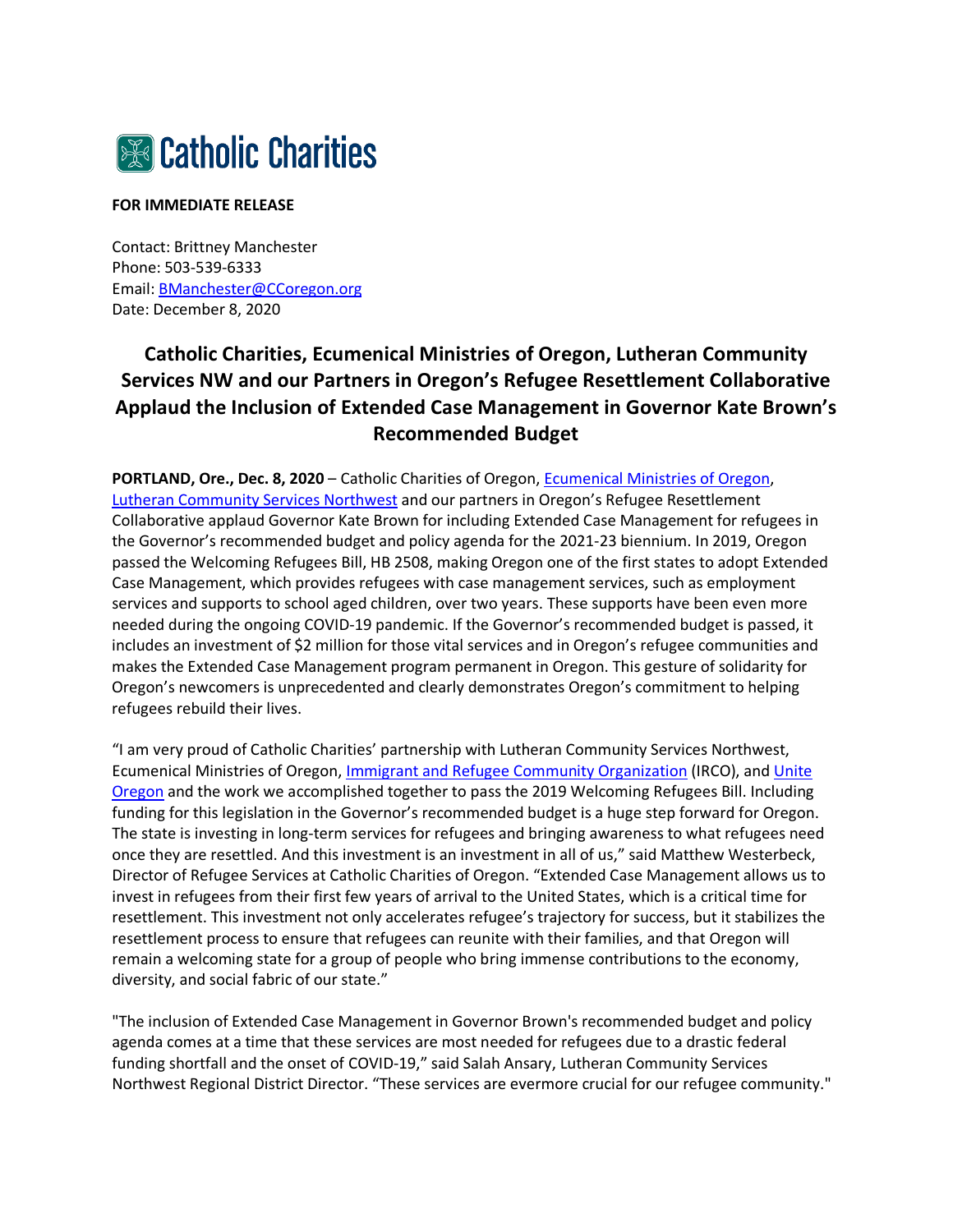Catholic Charities

**FOR IMMEDIATE RELEASE**

Contact: Brittney Manchester
Phone: 503-539-6333
Email: BManchester@CCoregon.org
Date: December 8, 2020

# Catholic Charities, Ecumenical Ministries of Oregon, Lutheran Community Services NW and our Partners in Oregon's Refugee Resettlement Collaborative Applaud the Inclusion of Extended Case Management in Governor Kate Brown's Recommended Budget

**PORTLAND, Ore., Dec. 8, 2020** – Catholic Charities of Oregon, Ecumenical Ministries of Oregon, Lutheran Community Services Northwest and our partners in Oregon's Refugee Resettlement Collaborative applaud Governor Kate Brown for including Extended Case Management for refugees in the Governor's recommended budget and policy agenda for the 2021-23 biennium. In 2019, Oregon passed the Welcoming Refugees Bill, HB 2508, making Oregon one of the first states to adopt Extended Case Management, which provides refugees with case management services, such as employment services and supports to school aged children, over two years. These supports have been even more needed during the ongoing COVID-19 pandemic. If the Governor's recommended budget is passed, it includes an investment of $2 million for those vital services and in Oregon's refugee communities and makes the Extended Case Management program permanent in Oregon. This gesture of solidarity for Oregon's newcomers is unprecedented and clearly demonstrates Oregon's commitment to helping refugees rebuild their lives.

"I am very proud of Catholic Charities' partnership with Lutheran Community Services Northwest, Ecumenical Ministries of Oregon, Immigrant and Refugee Community Organization (IRCO), and Unite Oregon and the work we accomplished together to pass the 2019 Welcoming Refugees Bill. Including funding for this legislation in the Governor's recommended budget is a huge step forward for Oregon. The state is investing in long-term services for refugees and bringing awareness to what refugees need once they are resettled. And this investment is an investment in all of us," said Matthew Westerbeck, Director of Refugee Services at Catholic Charities of Oregon. "Extended Case Management allows us to invest in refugees from their first few years of arrival to the United States, which is a critical time for resettlement. This investment not only accelerates refugee's trajectory for success, but it stabilizes the resettlement process to ensure that refugees can reunite with their families, and that Oregon will remain a welcoming state for a group of people who bring immense contributions to the economy, diversity, and social fabric of our state."

"The inclusion of Extended Case Management in Governor Brown's recommended budget and policy agenda comes at a time that these services are most needed for refugees due to a drastic federal funding shortfall and the onset of COVID-19," said Salah Ansary, Lutheran Community Services Northwest Regional District Director. "These services are evermore crucial for our refugee community."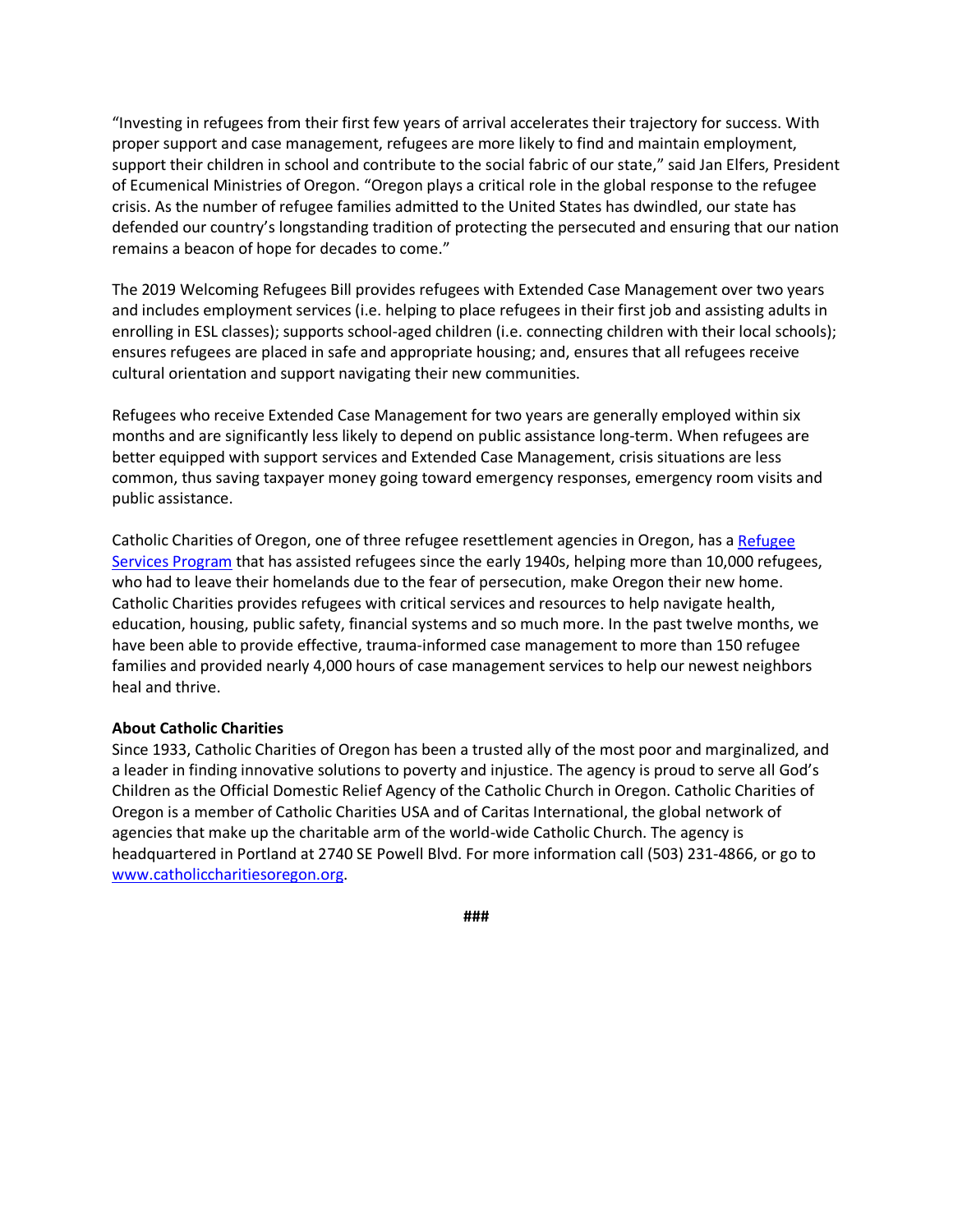"Investing in refugees from their first few years of arrival accelerates their trajectory for success. With proper support and case management, refugees are more likely to find and maintain employment, support their children in school and contribute to the social fabric of our state," said Jan Elfers, President of Ecumenical Ministries of Oregon. "Oregon plays a critical role in the global response to the refugee crisis. As the number of refugee families admitted to the United States has dwindled, our state has defended our country's longstanding tradition of protecting the persecuted and ensuring that our nation remains a beacon of hope for decades to come."

The 2019 Welcoming Refugees Bill provides refugees with Extended Case Management over two years and includes employment services (i.e. helping to place refugees in their first job and assisting adults in enrolling in ESL classes); supports school-aged children (i.e. connecting children with their local schools); ensures refugees are placed in safe and appropriate housing; and, ensures that all refugees receive cultural orientation and support navigating their new communities.

Refugees who receive Extended Case Management for two years are generally employed within six months and are significantly less likely to depend on public assistance long-term. When refugees are better equipped with support services and Extended Case Management, crisis situations are less common, thus saving taxpayer money going toward emergency responses, emergency room visits and public assistance.

Catholic Charities of Oregon, one of three refugee resettlement agencies in Oregon, has a Refugee Services Program that has assisted refugees since the early 1940s, helping more than 10,000 refugees, who had to leave their homelands due to the fear of persecution, make Oregon their new home. Catholic Charities provides refugees with critical services and resources to help navigate health, education, housing, public safety, financial systems and so much more. In the past twelve months, we have been able to provide effective, trauma-informed case management to more than 150 refugee families and provided nearly 4,000 hours of case management services to help our newest neighbors heal and thrive.

**About Catholic Charities**
Since 1933, Catholic Charities of Oregon has been a trusted ally of the most poor and marginalized, and a leader in finding innovative solutions to poverty and injustice. The agency is proud to serve all God's Children as the Official Domestic Relief Agency of the Catholic Church in Oregon. Catholic Charities of Oregon is a member of Catholic Charities USA and of Caritas International, the global network of agencies that make up the charitable arm of the world-wide Catholic Church. The agency is headquartered in Portland at 2740 SE Powell Blvd. For more information call (503) 231-4866, or go to www.catholiccharitiesoregon.org.

**###**